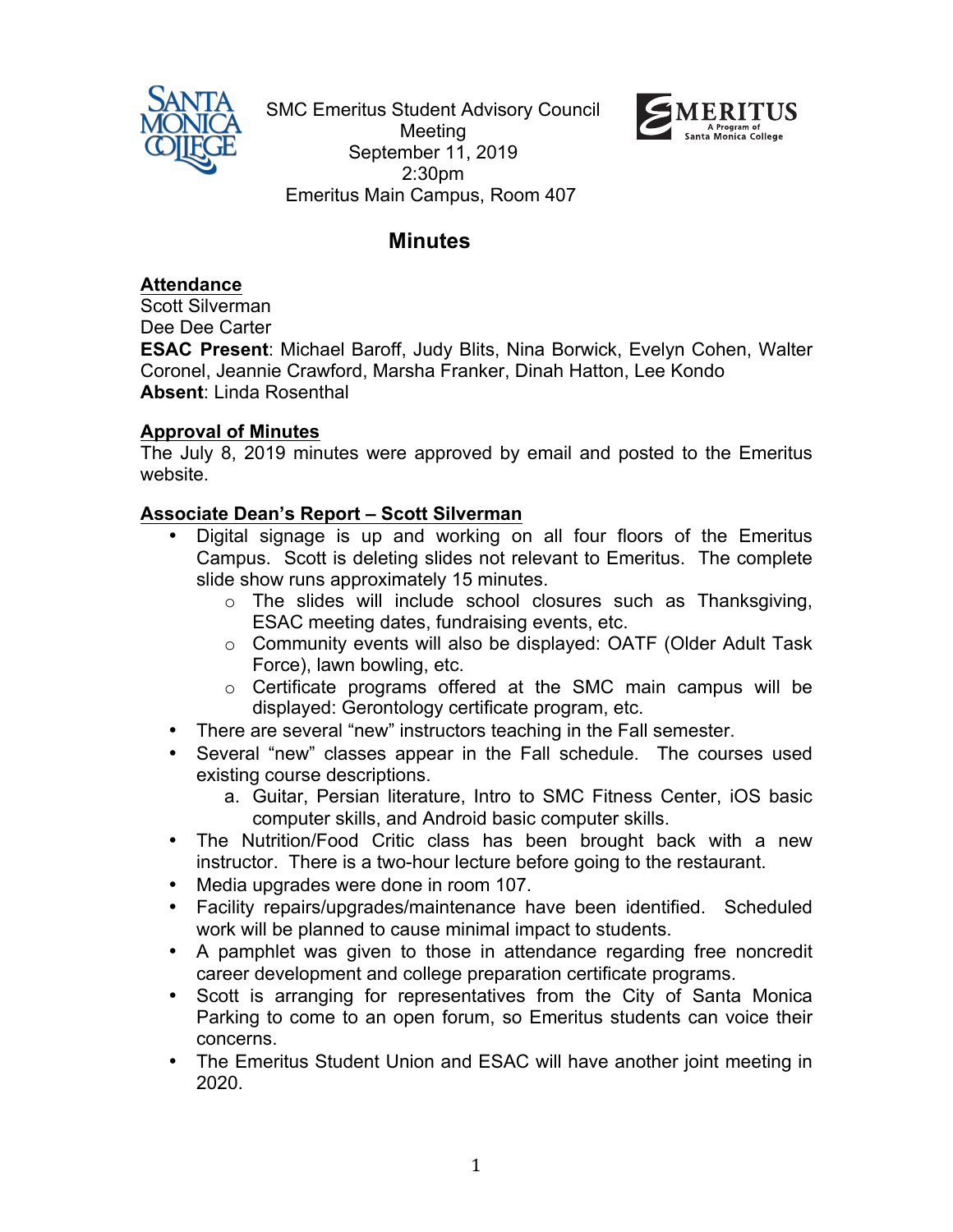SMC Emeritus Student Advisory Council Meeting
September 11, 2019
2:30pm
Emeritus Main Campus, Room 407

# Minutes

**Attendance**

Scott Silverman
Dee Dee Carter
**ESAC Present**: Michael Baroff, Judy Blits, Nina Borwick, Evelyn Cohen, Walter Coronel, Jeannie Crawford, Marsha Franker, Dinah Hatton, Lee Kondo
**Absent**: Linda Rosenthal

**Approval of Minutes**

The July 8, 2019 minutes were approved by email and posted to the Emeritus website.

**Associate Dean's Report – Scott Silverman**

- Digital signage is up and working on all four floors of the Emeritus Campus. Scott is deleting slides not relevant to Emeritus. The complete slide show runs approximately 15 minutes.
  - The slides will include school closures such as Thanksgiving, ESAC meeting dates, fundraising events, etc.
  - Community events will also be displayed: OATF (Older Adult Task Force), lawn bowling, etc.
  - Certificate programs offered at the SMC main campus will be displayed: Gerontology certificate program, etc.
- There are several "new" instructors teaching in the Fall semester.
- Several "new" classes appear in the Fall schedule. The courses used existing course descriptions.
  a. Guitar, Persian literature, Intro to SMC Fitness Center, iOS basic computer skills, and Android basic computer skills.
- The Nutrition/Food Critic class has been brought back with a new instructor. There is a two-hour lecture before going to the restaurant.
- Media upgrades were done in room 107.
- Facility repairs/upgrades/maintenance have been identified. Scheduled work will be planned to cause minimal impact to students.
- A pamphlet was given to those in attendance regarding free noncredit career development and college preparation certificate programs.
- Scott is arranging for representatives from the City of Santa Monica Parking to come to an open forum, so Emeritus students can voice their concerns.
- The Emeritus Student Union and ESAC will have another joint meeting in 2020.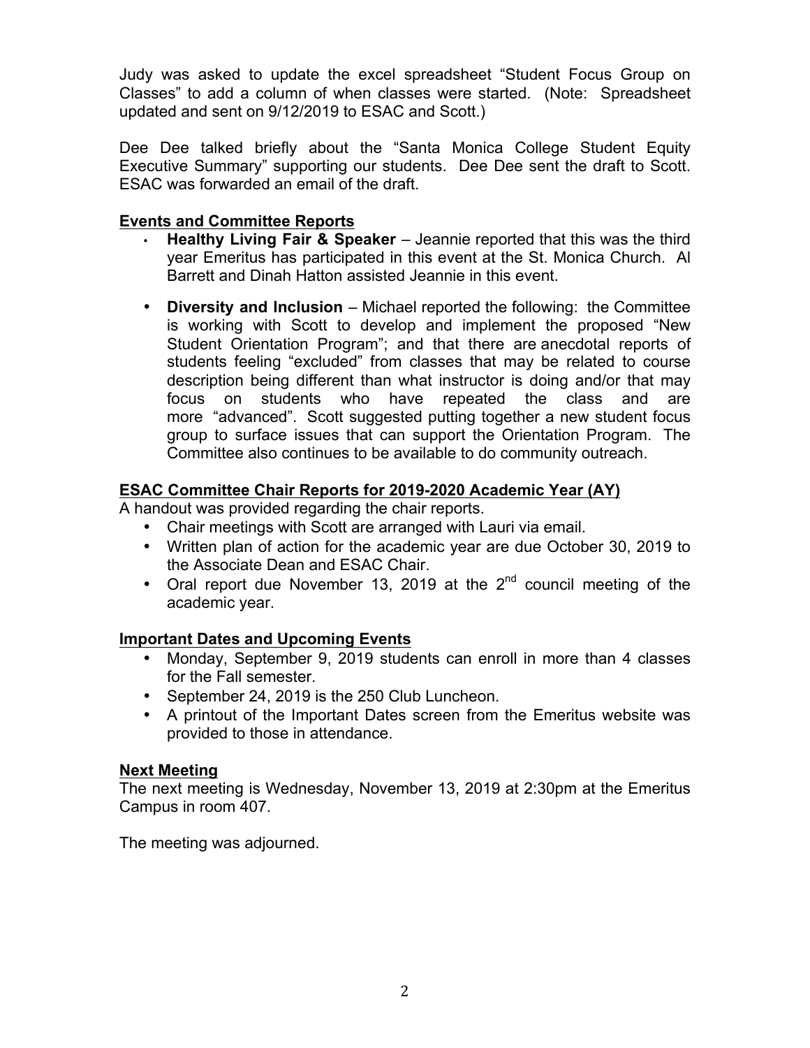Judy was asked to update the excel spreadsheet "Student Focus Group on Classes" to add a column of when classes were started. (Note: Spreadsheet updated and sent on 9/12/2019 to ESAC and Scott.)

Dee Dee talked briefly about the "Santa Monica College Student Equity Executive Summary" supporting our students. Dee Dee sent the draft to Scott. ESAC was forwarded an email of the draft.

**Events and Committee Reports**

- **Healthy Living Fair & Speaker** – Jeannie reported that this was the third year Emeritus has participated in this event at the St. Monica Church. Al Barrett and Dinah Hatton assisted Jeannie in this event.
- **Diversity and Inclusion** – Michael reported the following: the Committee is working with Scott to develop and implement the proposed "New Student Orientation Program"; and that there are anecdotal reports of students feeling "excluded" from classes that may be related to course description being different than what instructor is doing and/or that may focus on students who have repeated the class and are more "advanced". Scott suggested putting together a new student focus group to surface issues that can support the Orientation Program. The Committee also continues to be available to do community outreach.

**ESAC Committee Chair Reports for 2019-2020 Academic Year (AY)**

A handout was provided regarding the chair reports.

- Chair meetings with Scott are arranged with Lauri via email.
- Written plan of action for the academic year are due October 30, 2019 to the Associate Dean and ESAC Chair.
- Oral report due November 13, 2019 at the 2nd council meeting of the academic year.

**Important Dates and Upcoming Events**

- Monday, September 9, 2019 students can enroll in more than 4 classes for the Fall semester.
- September 24, 2019 is the 250 Club Luncheon.
- A printout of the Important Dates screen from the Emeritus website was provided to those in attendance.

**Next Meeting**

The next meeting is Wednesday, November 13, 2019 at 2:30pm at the Emeritus Campus in room 407.

The meeting was adjourned.